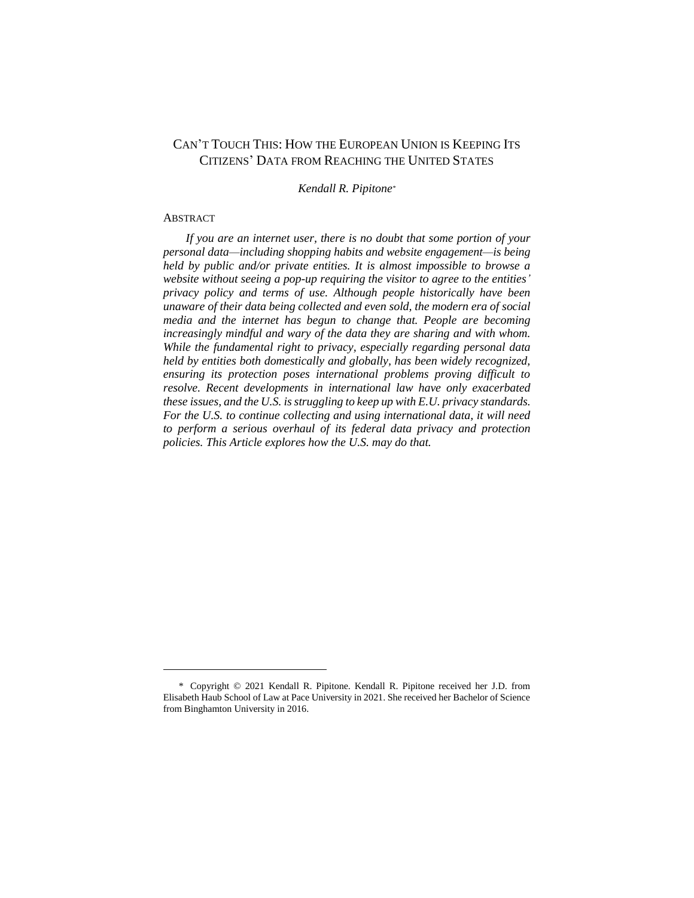# CAN'T TOUCH THIS: HOW THE EUROPEAN UNION IS KEEPING ITS CITIZENS' DATA FROM REACHING THE UNITED STATES

*Kendall R. Pipitone*[*]

## ABSTRACT

*If you are an internet user, there is no doubt that some portion of your personal data—including shopping habits and website engagement—is being held by public and/or private entities. It is almost impossible to browse a website without seeing a pop-up requiring the visitor to agree to the entities' privacy policy and terms of use. Although people historically have been unaware of their data being collected and even sold, the modern era of social media and the internet has begun to change that. People are becoming increasingly mindful and wary of the data they are sharing and with whom. While the fundamental right to privacy, especially regarding personal data held by entities both domestically and globally, has been widely recognized, ensuring its protection poses international problems proving difficult to resolve. Recent developments in international law have only exacerbated these issues, and the U.S. is struggling to keep up with E.U. privacy standards. For the U.S. to continue collecting and using international data, it will need to perform a serious overhaul of its federal data privacy and protection policies. This Article explores how the U.S. may do that.*

---

[*] Copyright © 2021 Kendall R. Pipitone. Kendall R. Pipitone received her J.D. from Elisabeth Haub School of Law at Pace University in 2021. She received her Bachelor of Science from Binghamton University in 2016.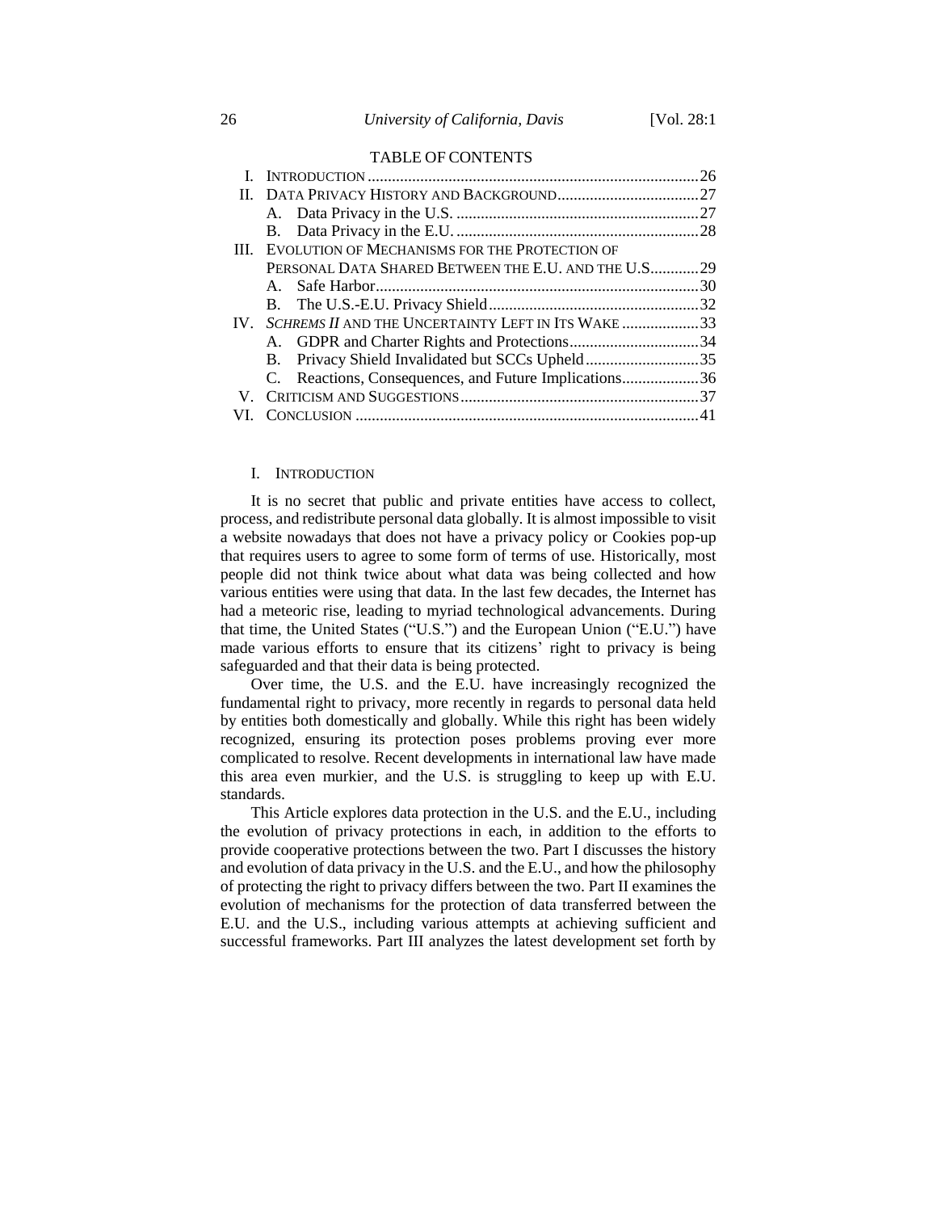TABLE OF CONTENTS

I. INTRODUCTION .......... 26
II. DATA PRIVACY HISTORY AND BACKGROUND .......... 27
  A. Data Privacy in the U.S. .......... 27
  B. Data Privacy in the E.U. .......... 28
III. EVOLUTION OF MECHANISMS FOR THE PROTECTION OF PERSONAL DATA SHARED BETWEEN THE E.U. AND THE U.S. .......... 29
  A. Safe Harbor .......... 30
  B. The U.S.-E.U. Privacy Shield .......... 32
IV. *SCHREMS II* AND THE UNCERTAINTY LEFT IN ITS WAKE .......... 33
  A. GDPR and Charter Rights and Protections .......... 34
  B. Privacy Shield Invalidated but SCCs Upheld .......... 35
  C. Reactions, Consequences, and Future Implications .......... 36
V. CRITICISM AND SUGGESTIONS .......... 37
VI. CONCLUSION .......... 41

## I. INTRODUCTION

It is no secret that public and private entities have access to collect, process, and redistribute personal data globally. It is almost impossible to visit a website nowadays that does not have a privacy policy or Cookies pop-up that requires users to agree to some form of terms of use. Historically, most people did not think twice about what data was being collected and how various entities were using that data. In the last few decades, the Internet has had a meteoric rise, leading to myriad technological advancements. During that time, the United States ("U.S.") and the European Union ("E.U.") have made various efforts to ensure that its citizens' right to privacy is being safeguarded and that their data is being protected.

Over time, the U.S. and the E.U. have increasingly recognized the fundamental right to privacy, more recently in regards to personal data held by entities both domestically and globally. While this right has been widely recognized, ensuring its protection poses problems proving ever more complicated to resolve. Recent developments in international law have made this area even murkier, and the U.S. is struggling to keep up with E.U. standards.

This Article explores data protection in the U.S. and the E.U., including the evolution of privacy protections in each, in addition to the efforts to provide cooperative protections between the two. Part I discusses the history and evolution of data privacy in the U.S. and the E.U., and how the philosophy of protecting the right to privacy differs between the two. Part II examines the evolution of mechanisms for the protection of data transferred between the E.U. and the U.S., including various attempts at achieving sufficient and successful frameworks. Part III analyzes the latest development set forth by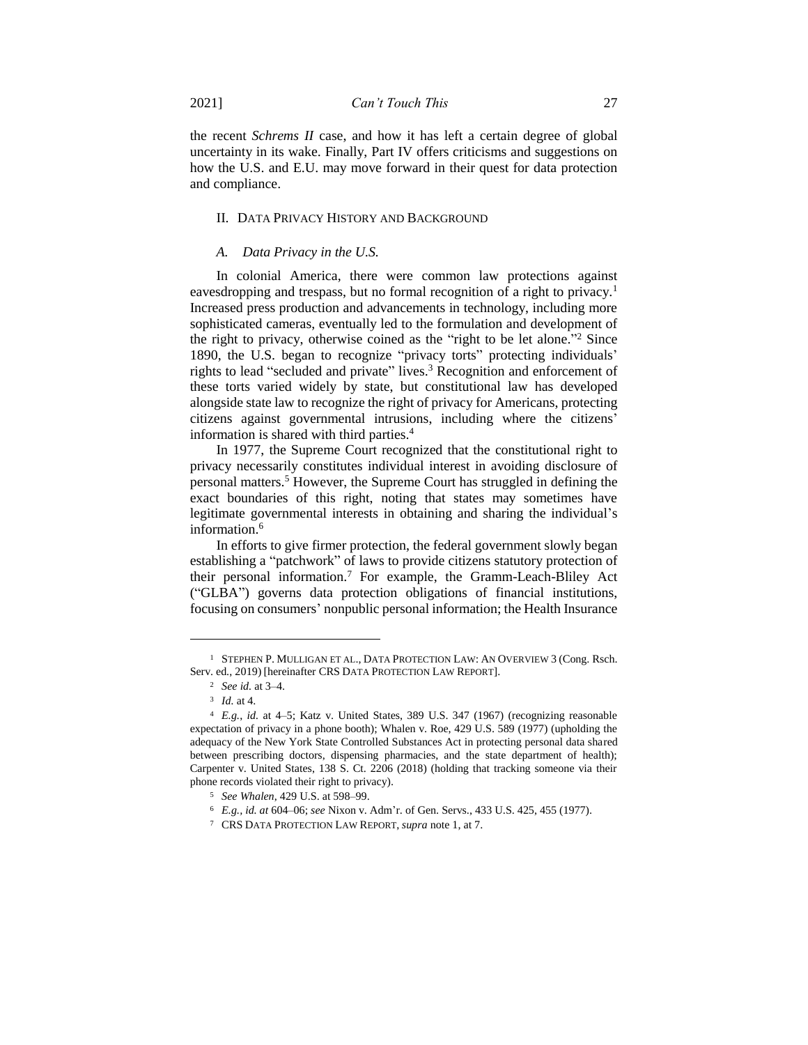the recent *Schrems II* case, and how it has left a certain degree of global uncertainty in its wake. Finally, Part IV offers criticisms and suggestions on how the U.S. and E.U. may move forward in their quest for data protection and compliance.

## II. DATA PRIVACY HISTORY AND BACKGROUND

### *A. Data Privacy in the U.S.*

In colonial America, there were common law protections against eavesdropping and trespass, but no formal recognition of a right to privacy.[1] Increased press production and advancements in technology, including more sophisticated cameras, eventually led to the formulation and development of the right to privacy, otherwise coined as the "right to be let alone."[2] Since 1890, the U.S. began to recognize "privacy torts" protecting individuals' rights to lead "secluded and private" lives.[3] Recognition and enforcement of these torts varied widely by state, but constitutional law has developed alongside state law to recognize the right of privacy for Americans, protecting citizens against governmental intrusions, including where the citizens' information is shared with third parties.[4]

In 1977, the Supreme Court recognized that the constitutional right to privacy necessarily constitutes individual interest in avoiding disclosure of personal matters.[5] However, the Supreme Court has struggled in defining the exact boundaries of this right, noting that states may sometimes have legitimate governmental interests in obtaining and sharing the individual's information.[6]

In efforts to give firmer protection, the federal government slowly began establishing a "patchwork" of laws to provide citizens statutory protection of their personal information.[7] For example, the Gramm-Leach-Bliley Act ("GLBA") governs data protection obligations of financial institutions, focusing on consumers' nonpublic personal information; the Health Insurance

---

[1] STEPHEN P. MULLIGAN ET AL., DATA PROTECTION LAW: AN OVERVIEW 3 (Cong. Rsch. Serv. ed., 2019) [hereinafter CRS DATA PROTECTION LAW REPORT].

[2] *See id.* at 3–4.

[3] *Id.* at 4.

[4] *E.g.*, *id.* at 4–5; Katz v. United States, 389 U.S. 347 (1967) (recognizing reasonable expectation of privacy in a phone booth); Whalen v. Roe, 429 U.S. 589 (1977) (upholding the adequacy of the New York State Controlled Substances Act in protecting personal data shared between prescribing doctors, dispensing pharmacies, and the state department of health); Carpenter v. United States, 138 S. Ct. 2206 (2018) (holding that tracking someone via their phone records violated their right to privacy).

[5] *See Whalen*, 429 U.S. at 598–99.

[6] *E.g.*, *id. at* 604–06; *see* Nixon v. Adm'r. of Gen. Servs., 433 U.S. 425, 455 (1977).

[7] CRS DATA PROTECTION LAW REPORT, *supra* note 1, at 7.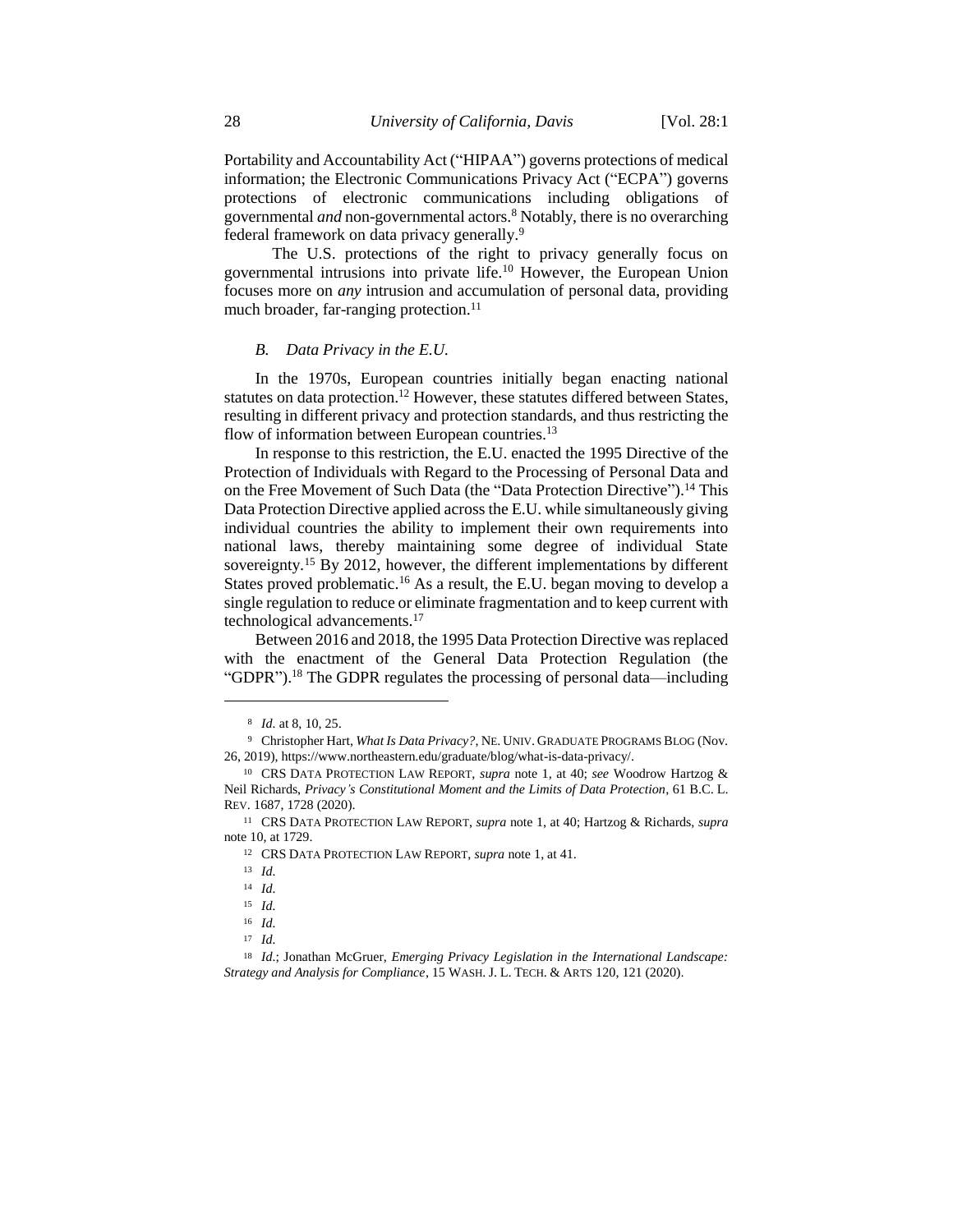Portability and Accountability Act ("HIPAA") governs protections of medical information; the Electronic Communications Privacy Act ("ECPA") governs protections of electronic communications including obligations of governmental *and* non-governmental actors.[8] Notably, there is no overarching federal framework on data privacy generally.[9]

The U.S. protections of the right to privacy generally focus on governmental intrusions into private life.[10] However, the European Union focuses more on *any* intrusion and accumulation of personal data, providing much broader, far-ranging protection.[11]

### *B. Data Privacy in the E.U.*

In the 1970s, European countries initially began enacting national statutes on data protection.[12] However, these statutes differed between States, resulting in different privacy and protection standards, and thus restricting the flow of information between European countries.[13]

In response to this restriction, the E.U. enacted the 1995 Directive of the Protection of Individuals with Regard to the Processing of Personal Data and on the Free Movement of Such Data (the "Data Protection Directive").[14] This Data Protection Directive applied across the E.U. while simultaneously giving individual countries the ability to implement their own requirements into national laws, thereby maintaining some degree of individual State sovereignty.[15] By 2012, however, the different implementations by different States proved problematic.[16] As a result, the E.U. began moving to develop a single regulation to reduce or eliminate fragmentation and to keep current with technological advancements.[17]

Between 2016 and 2018, the 1995 Data Protection Directive was replaced with the enactment of the General Data Protection Regulation (the "GDPR").[18] The GDPR regulates the processing of personal data—including

---

[8] *Id.* at 8, 10, 25.

[9] Christopher Hart, *What Is Data Privacy?*, NE. UNIV. GRADUATE PROGRAMS BLOG (Nov. 26, 2019), https://www.northeastern.edu/graduate/blog/what-is-data-privacy/.

[10] CRS DATA PROTECTION LAW REPORT, *supra* note 1, at 40; *see* Woodrow Hartzog & Neil Richards, *Privacy's Constitutional Moment and the Limits of Data Protection*, 61 B.C. L. REV. 1687, 1728 (2020).

[11] CRS DATA PROTECTION LAW REPORT, *supra* note 1, at 40; Hartzog & Richards, *supra* note 10, at 1729.

[12] CRS DATA PROTECTION LAW REPORT, *supra* note 1, at 41.

[13] *Id.*

[14] *Id.*

[15] *Id.*

[16] *Id.*

[17] *Id.*

[18] *Id.*; Jonathan McGruer, *Emerging Privacy Legislation in the International Landscape: Strategy and Analysis for Compliance*, 15 WASH. J. L. TECH. & ARTS 120, 121 (2020).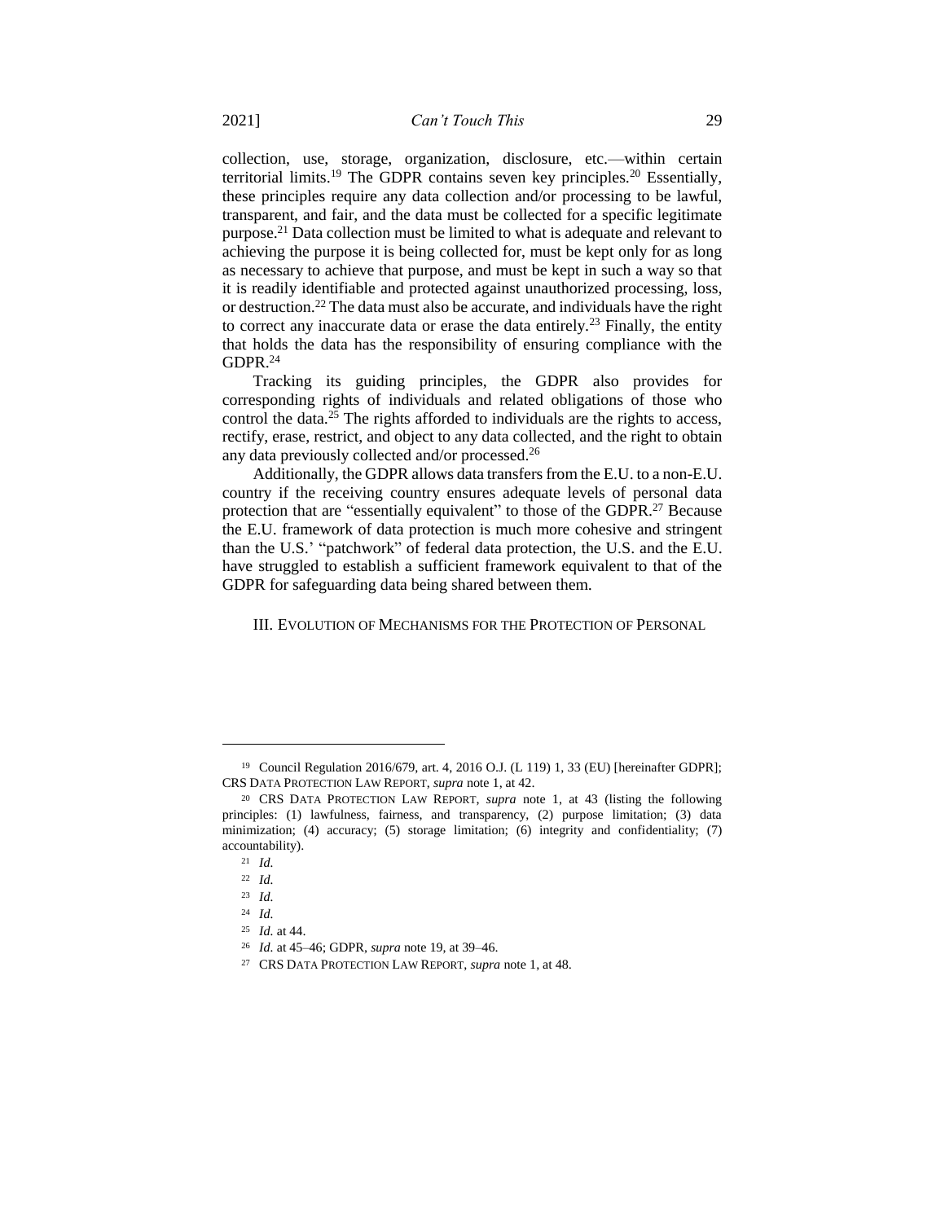collection, use, storage, organization, disclosure, etc.—within certain territorial limits.[19] The GDPR contains seven key principles.[20] Essentially, these principles require any data collection and/or processing to be lawful, transparent, and fair, and the data must be collected for a specific legitimate purpose.[21] Data collection must be limited to what is adequate and relevant to achieving the purpose it is being collected for, must be kept only for as long as necessary to achieve that purpose, and must be kept in such a way so that it is readily identifiable and protected against unauthorized processing, loss, or destruction.[22] The data must also be accurate, and individuals have the right to correct any inaccurate data or erase the data entirely.[23] Finally, the entity that holds the data has the responsibility of ensuring compliance with the GDPR.[24]

Tracking its guiding principles, the GDPR also provides for corresponding rights of individuals and related obligations of those who control the data.[25] The rights afforded to individuals are the rights to access, rectify, erase, restrict, and object to any data collected, and the right to obtain any data previously collected and/or processed.[26]

Additionally, the GDPR allows data transfers from the E.U. to a non-E.U. country if the receiving country ensures adequate levels of personal data protection that are "essentially equivalent" to those of the GDPR.[27] Because the E.U. framework of data protection is much more cohesive and stringent than the U.S.' "patchwork" of federal data protection, the U.S. and the E.U. have struggled to establish a sufficient framework equivalent to that of the GDPR for safeguarding data being shared between them.

## III. Evolution of Mechanisms for the Protection of Personal

---

[19] Council Regulation 2016/679, art. 4, 2016 O.J. (L 119) 1, 33 (EU) [hereinafter GDPR]; CRS DATA PROTECTION LAW REPORT, *supra* note 1, at 42.

[20] CRS DATA PROTECTION LAW REPORT, *supra* note 1, at 43 (listing the following principles: (1) lawfulness, fairness, and transparency, (2) purpose limitation; (3) data minimization; (4) accuracy; (5) storage limitation; (6) integrity and confidentiality; (7) accountability).

[21] *Id.*

[22] *Id.*

[23] *Id.*

[24] *Id.*

[25] *Id.* at 44.

[26] *Id.* at 45–46; GDPR, *supra* note 19, at 39–46.

[27] CRS DATA PROTECTION LAW REPORT, *supra* note 1, at 48.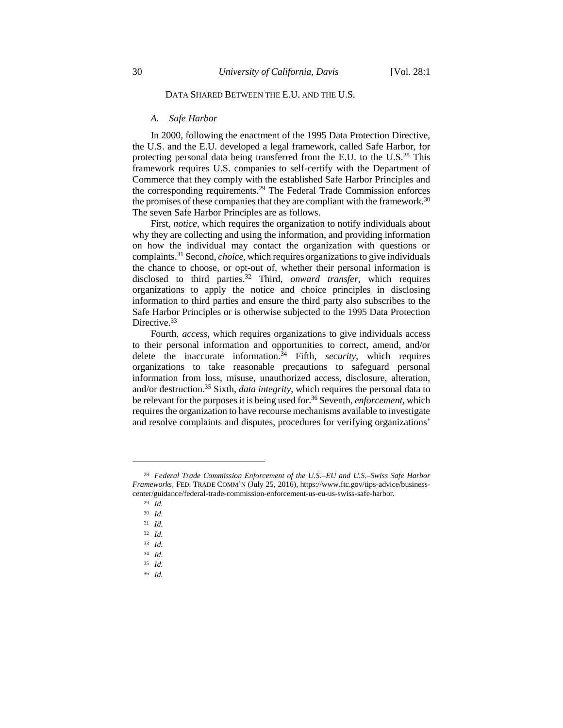DATA SHARED BETWEEN THE E.U. AND THE U.S.

### *A. Safe Harbor*

In 2000, following the enactment of the 1995 Data Protection Directive, the U.S. and the E.U. developed a legal framework, called Safe Harbor, for protecting personal data being transferred from the E.U. to the U.S.[28] This framework requires U.S. companies to self-certify with the Department of Commerce that they comply with the established Safe Harbor Principles and the corresponding requirements.[29] The Federal Trade Commission enforces the promises of these companies that they are compliant with the framework.[30] The seven Safe Harbor Principles are as follows.

First, *notice*, which requires the organization to notify individuals about why they are collecting and using the information, and providing information on how the individual may contact the organization with questions or complaints.[31] Second, *choice*, which requires organizations to give individuals the chance to choose, or opt-out of, whether their personal information is disclosed to third parties.[32] Third, *onward transfer*, which requires organizations to apply the notice and choice principles in disclosing information to third parties and ensure the third party also subscribes to the Safe Harbor Principles or is otherwise subjected to the 1995 Data Protection Directive.[33]

Fourth, *access*, which requires organizations to give individuals access to their personal information and opportunities to correct, amend, and/or delete the inaccurate information.[34] Fifth, *security*, which requires organizations to take reasonable precautions to safeguard personal information from loss, misuse, unauthorized access, disclosure, alteration, and/or destruction.[35] Sixth, *data integrity*, which requires the personal data to be relevant for the purposes it is being used for.[36] Seventh, *enforcement*, which requires the organization to have recourse mechanisms available to investigate and resolve complaints and disputes, procedures for verifying organizations'

---

[28] *Federal Trade Commission Enforcement of the U.S.–EU and U.S.–Swiss Safe Harbor Frameworks*, FED. TRADE COMM'N (July 25, 2016), https://www.ftc.gov/tips-advice/business-center/guidance/federal-trade-commission-enforcement-us-eu-us-swiss-safe-harbor.

[29] *Id.*

[30] *Id.*

[31] *Id.*

[32] *Id.*

[33] *Id.*

[34] *Id.*

[35] *Id.*

[36] *Id.*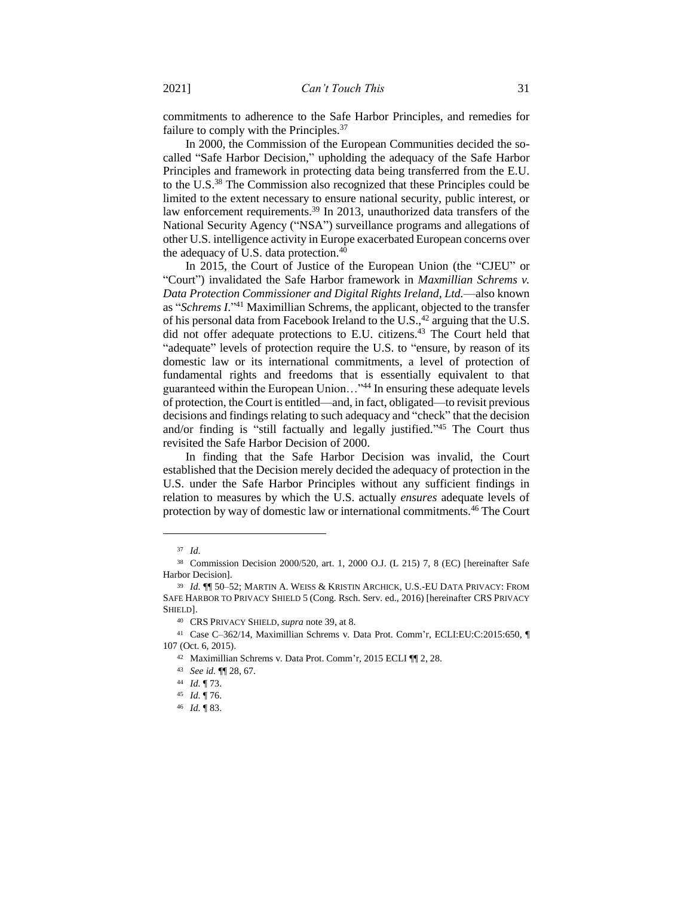commitments to adherence to the Safe Harbor Principles, and remedies for failure to comply with the Principles.[37]

In 2000, the Commission of the European Communities decided the so-called "Safe Harbor Decision," upholding the adequacy of the Safe Harbor Principles and framework in protecting data being transferred from the E.U. to the U.S.[38] The Commission also recognized that these Principles could be limited to the extent necessary to ensure national security, public interest, or law enforcement requirements.[39] In 2013, unauthorized data transfers of the National Security Agency ("NSA") surveillance programs and allegations of other U.S. intelligence activity in Europe exacerbated European concerns over the adequacy of U.S. data protection.[40]

In 2015, the Court of Justice of the European Union (the "CJEU" or "Court") invalidated the Safe Harbor framework in *Maxmillian Schrems v. Data Protection Commissioner and Digital Rights Ireland, Ltd.*—also known as "*Schrems I*."[41] Maximillian Schrems, the applicant, objected to the transfer of his personal data from Facebook Ireland to the U.S.,[42] arguing that the U.S. did not offer adequate protections to E.U. citizens.[43] The Court held that "adequate" levels of protection require the U.S. to "ensure, by reason of its domestic law or its international commitments, a level of protection of fundamental rights and freedoms that is essentially equivalent to that guaranteed within the European Union…"[44] In ensuring these adequate levels of protection, the Court is entitled—and, in fact, obligated—to revisit previous decisions and findings relating to such adequacy and "check" that the decision and/or finding is "still factually and legally justified."[45] The Court thus revisited the Safe Harbor Decision of 2000.

In finding that the Safe Harbor Decision was invalid, the Court established that the Decision merely decided the adequacy of protection in the U.S. under the Safe Harbor Principles without any sufficient findings in relation to measures by which the U.S. actually *ensures* adequate levels of protection by way of domestic law or international commitments.[46] The Court

---

[37] *Id.*

[38] Commission Decision 2000/520, art. 1, 2000 O.J. (L 215) 7, 8 (EC) [hereinafter Safe Harbor Decision].

[39] *Id.* ¶¶ 50–52; MARTIN A. WEISS & KRISTIN ARCHICK, U.S.-EU DATA PRIVACY: FROM SAFE HARBOR TO PRIVACY SHIELD 5 (Cong. Rsch. Serv. ed., 2016) [hereinafter CRS PRIVACY SHIELD].

[40] CRS PRIVACY SHIELD, *supra* note 39, at 8.

[41] Case C–362/14, Maximillian Schrems v. Data Prot. Comm'r, ECLI:EU:C:2015:650, ¶ 107 (Oct. 6, 2015).

[42] Maximillian Schrems v. Data Prot. Comm'r, 2015 ECLI ¶¶ 2, 28.

[43] *See id.* ¶¶ 28, 67.

[44] *Id.* ¶ 73.

[45] *Id.* ¶ 76.

[46] *Id.* ¶ 83.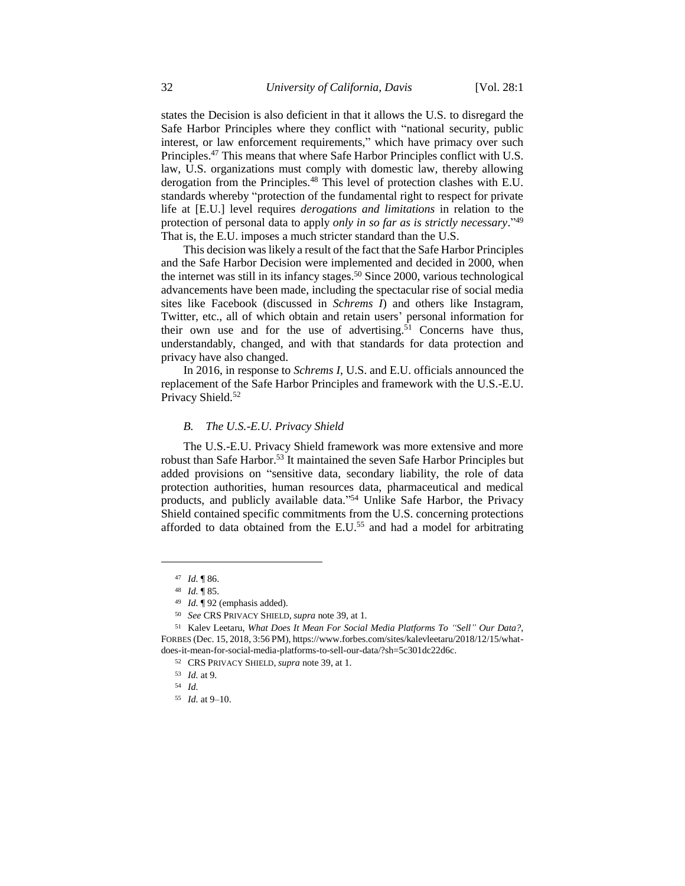states the Decision is also deficient in that it allows the U.S. to disregard the Safe Harbor Principles where they conflict with "national security, public interest, or law enforcement requirements," which have primacy over such Principles.[47] This means that where Safe Harbor Principles conflict with U.S. law, U.S. organizations must comply with domestic law, thereby allowing derogation from the Principles.[48] This level of protection clashes with E.U. standards whereby "protection of the fundamental right to respect for private life at [E.U.] level requires *derogations and limitations* in relation to the protection of personal data to apply *only in so far as is strictly necessary*."[49] That is, the E.U. imposes a much stricter standard than the U.S.

This decision was likely a result of the fact that the Safe Harbor Principles and the Safe Harbor Decision were implemented and decided in 2000, when the internet was still in its infancy stages.[50] Since 2000, various technological advancements have been made, including the spectacular rise of social media sites like Facebook (discussed in *Schrems I*) and others like Instagram, Twitter, etc., all of which obtain and retain users' personal information for their own use and for the use of advertising.[51] Concerns have thus, understandably, changed, and with that standards for data protection and privacy have also changed.

In 2016, in response to *Schrems I*, U.S. and E.U. officials announced the replacement of the Safe Harbor Principles and framework with the U.S.-E.U. Privacy Shield.[52]

### *B. The U.S.-E.U. Privacy Shield*

The U.S.-E.U. Privacy Shield framework was more extensive and more robust than Safe Harbor.[53] It maintained the seven Safe Harbor Principles but added provisions on "sensitive data, secondary liability, the role of data protection authorities, human resources data, pharmaceutical and medical products, and publicly available data."[54] Unlike Safe Harbor, the Privacy Shield contained specific commitments from the U.S. concerning protections afforded to data obtained from the E.U.[55] and had a model for arbitrating

---

[47] *Id.* ¶ 86.

[48] *Id.* ¶ 85.

[49] *Id.* ¶ 92 (emphasis added).

[50] *See* CRS PRIVACY SHIELD, *supra* note 39, at 1.

[51] Kalev Leetaru, *What Does It Mean For Social Media Platforms To "Sell" Our Data?*, FORBES (Dec. 15, 2018, 3:56 PM), https://www.forbes.com/sites/kalevleetaru/2018/12/15/what-does-it-mean-for-social-media-platforms-to-sell-our-data/?sh=5c301dc22d6c.

[52] CRS PRIVACY SHIELD, *supra* note 39, at 1.

[53] *Id.* at 9.

[54] *Id.*

[55] *Id.* at 9–10.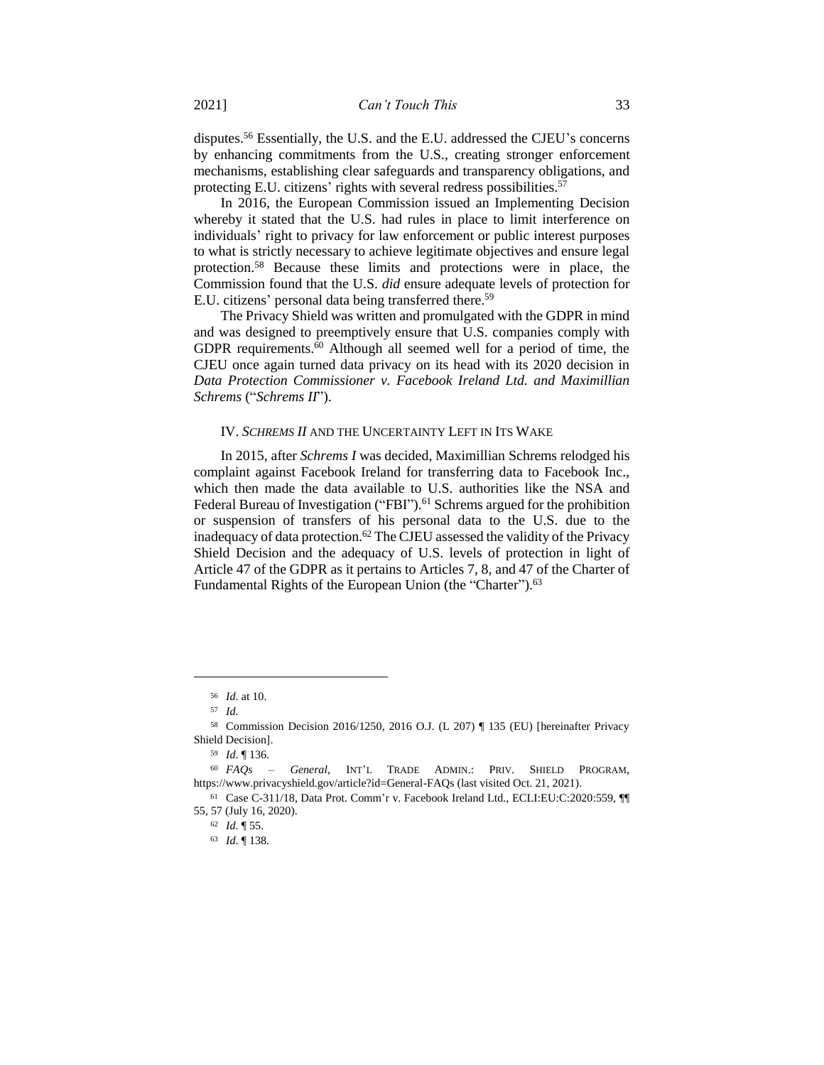disputes.[56] Essentially, the U.S. and the E.U. addressed the CJEU's concerns by enhancing commitments from the U.S., creating stronger enforcement mechanisms, establishing clear safeguards and transparency obligations, and protecting E.U. citizens' rights with several redress possibilities.[57]

In 2016, the European Commission issued an Implementing Decision whereby it stated that the U.S. had rules in place to limit interference on individuals' right to privacy for law enforcement or public interest purposes to what is strictly necessary to achieve legitimate objectives and ensure legal protection.[58] Because these limits and protections were in place, the Commission found that the U.S. *did* ensure adequate levels of protection for E.U. citizens' personal data being transferred there.[59]

The Privacy Shield was written and promulgated with the GDPR in mind and was designed to preemptively ensure that U.S. companies comply with GDPR requirements.[60] Although all seemed well for a period of time, the CJEU once again turned data privacy on its head with its 2020 decision in *Data Protection Commissioner v. Facebook Ireland Ltd. and Maximillian Schrems* ("*Schrems II*").

## IV. *SCHREMS II* AND THE UNCERTAINTY LEFT IN ITS WAKE

In 2015, after *Schrems I* was decided, Maximillian Schrems relodged his complaint against Facebook Ireland for transferring data to Facebook Inc., which then made the data available to U.S. authorities like the NSA and Federal Bureau of Investigation ("FBI").[61] Schrems argued for the prohibition or suspension of transfers of his personal data to the U.S. due to the inadequacy of data protection.[62] The CJEU assessed the validity of the Privacy Shield Decision and the adequacy of U.S. levels of protection in light of Article 47 of the GDPR as it pertains to Articles 7, 8, and 47 of the Charter of Fundamental Rights of the European Union (the "Charter").[63]

---

[56] *Id.* at 10.

[57] *Id.*

[58] Commission Decision 2016/1250, 2016 O.J. (L 207) ¶ 135 (EU) [hereinafter Privacy Shield Decision].

[59] *Id.* ¶ 136.

[60] *FAQs – General*, INT'L TRADE ADMIN.: PRIV. SHIELD PROGRAM, https://www.privacyshield.gov/article?id=General-FAQs (last visited Oct. 21, 2021).

[61] Case C-311/18, Data Prot. Comm'r v. Facebook Ireland Ltd., ECLI:EU:C:2020:559, ¶¶ 55, 57 (July 16, 2020).

[62] *Id.* ¶ 55.

[63] *Id.* ¶ 138.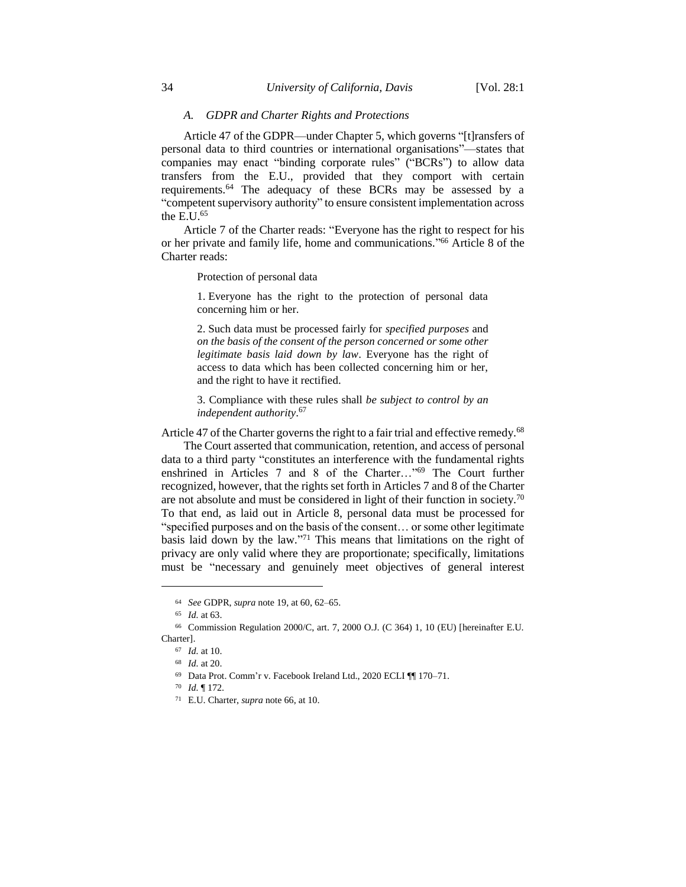### *A. GDPR and Charter Rights and Protections*

Article 47 of the GDPR—under Chapter 5, which governs "[t]ransfers of personal data to third countries or international organisations"—states that companies may enact "binding corporate rules" ("BCRs") to allow data transfers from the E.U., provided that they comport with certain requirements.[64] The adequacy of these BCRs may be assessed by a "competent supervisory authority" to ensure consistent implementation across the E.U.[65]

Article 7 of the Charter reads: "Everyone has the right to respect for his or her private and family life, home and communications."[66] Article 8 of the Charter reads:

> Protection of personal data
>
> 1. Everyone has the right to the protection of personal data concerning him or her.
>
> 2. Such data must be processed fairly for *specified purposes* and *on the basis of the consent of the person concerned or some other legitimate basis laid down by law*. Everyone has the right of access to data which has been collected concerning him or her, and the right to have it rectified.
>
> 3. Compliance with these rules shall *be subject to control by an independent authority*.[67]

Article 47 of the Charter governs the right to a fair trial and effective remedy.[68]

The Court asserted that communication, retention, and access of personal data to a third party "constitutes an interference with the fundamental rights enshrined in Articles 7 and 8 of the Charter…"[69] The Court further recognized, however, that the rights set forth in Articles 7 and 8 of the Charter are not absolute and must be considered in light of their function in society.[70] To that end, as laid out in Article 8, personal data must be processed for "specified purposes and on the basis of the consent… or some other legitimate basis laid down by the law."[71] This means that limitations on the right of privacy are only valid where they are proportionate; specifically, limitations must be "necessary and genuinely meet objectives of general interest

---

[64] *See* GDPR, *supra* note 19, at 60, 62–65.

[65] *Id.* at 63.

[66] Commission Regulation 2000/C, art. 7, 2000 O.J. (C 364) 1, 10 (EU) [hereinafter E.U. Charter].

[67] *Id.* at 10.

[68] *Id.* at 20.

[69] Data Prot. Comm'r v. Facebook Ireland Ltd., 2020 ECLI ¶¶ 170–71.

[70] *Id.* ¶ 172.

[71] E.U. Charter, *supra* note 66, at 10.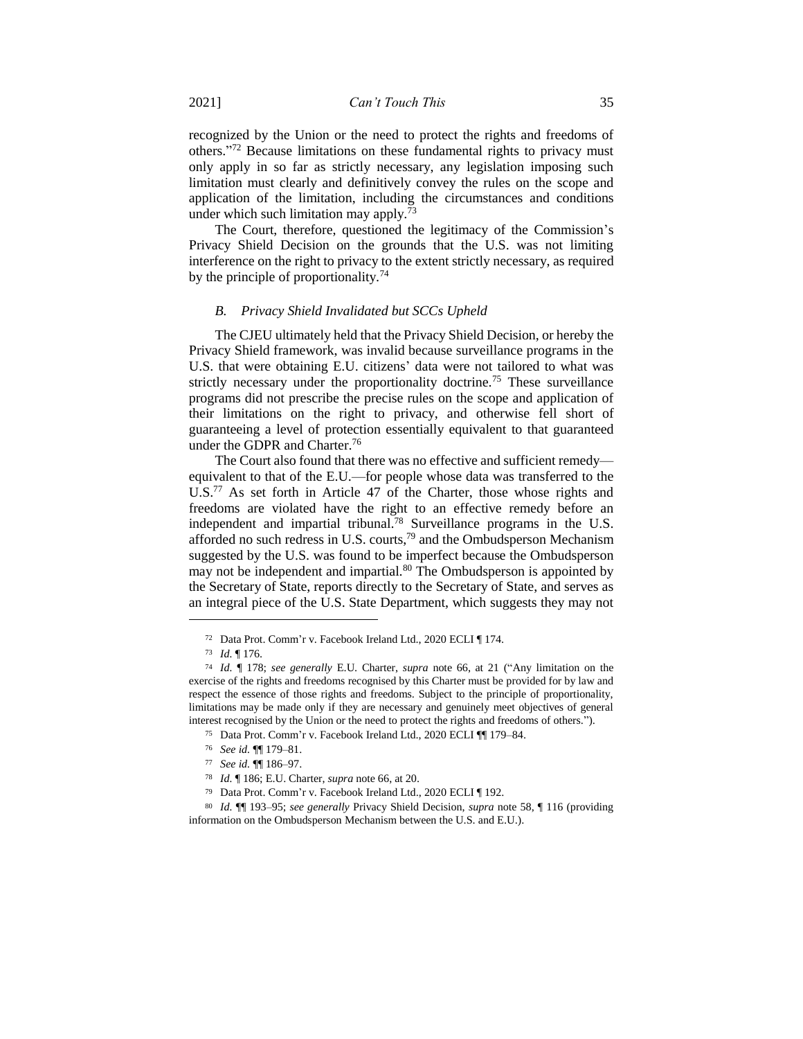recognized by the Union or the need to protect the rights and freedoms of others."[72] Because limitations on these fundamental rights to privacy must only apply in so far as strictly necessary, any legislation imposing such limitation must clearly and definitively convey the rules on the scope and application of the limitation, including the circumstances and conditions under which such limitation may apply.[73]

The Court, therefore, questioned the legitimacy of the Commission's Privacy Shield Decision on the grounds that the U.S. was not limiting interference on the right to privacy to the extent strictly necessary, as required by the principle of proportionality.[74]

### *B. Privacy Shield Invalidated but SCCs Upheld*

The CJEU ultimately held that the Privacy Shield Decision, or hereby the Privacy Shield framework, was invalid because surveillance programs in the U.S. that were obtaining E.U. citizens' data were not tailored to what was strictly necessary under the proportionality doctrine.[75] These surveillance programs did not prescribe the precise rules on the scope and application of their limitations on the right to privacy, and otherwise fell short of guaranteeing a level of protection essentially equivalent to that guaranteed under the GDPR and Charter.[76]

The Court also found that there was no effective and sufficient remedy—equivalent to that of the E.U.—for people whose data was transferred to the U.S.[77] As set forth in Article 47 of the Charter, those whose rights and freedoms are violated have the right to an effective remedy before an independent and impartial tribunal.[78] Surveillance programs in the U.S. afforded no such redress in U.S. courts,[79] and the Ombudsperson Mechanism suggested by the U.S. was found to be imperfect because the Ombudsperson may not be independent and impartial.[80] The Ombudsperson is appointed by the Secretary of State, reports directly to the Secretary of State, and serves as an integral piece of the U.S. State Department, which suggests they may not

---

72 Data Prot. Comm'r v. Facebook Ireland Ltd., 2020 ECLI ¶ 174.

73 *Id.* ¶ 176.

74 *Id.* ¶ 178; *see generally* E.U. Charter, *supra* note 66, at 21 ("Any limitation on the exercise of the rights and freedoms recognised by this Charter must be provided for by law and respect the essence of those rights and freedoms. Subject to the principle of proportionality, limitations may be made only if they are necessary and genuinely meet objectives of general interest recognised by the Union or the need to protect the rights and freedoms of others.").

75 Data Prot. Comm'r v. Facebook Ireland Ltd., 2020 ECLI ¶¶ 179–84.

76 *See id.* ¶¶ 179–81.

77 *See id.* ¶¶ 186–97.

78 *Id.* ¶ 186; E.U. Charter, *supra* note 66, at 20.

79 Data Prot. Comm'r v. Facebook Ireland Ltd., 2020 ECLI ¶ 192.

80 *Id.* ¶¶ 193–95; *see generally* Privacy Shield Decision, *supra* note 58, ¶ 116 (providing information on the Ombudsperson Mechanism between the U.S. and E.U.).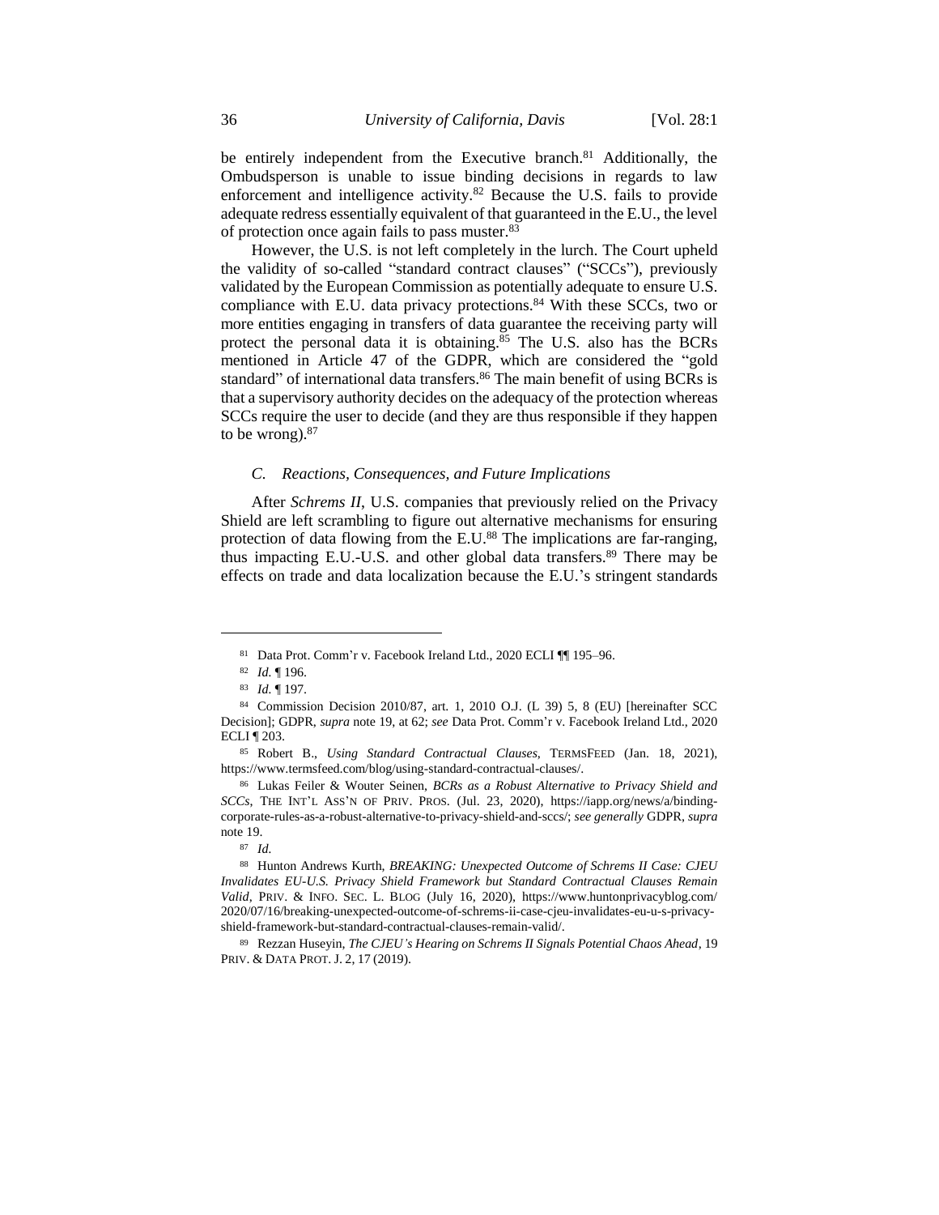be entirely independent from the Executive branch.[81] Additionally, the Ombudsperson is unable to issue binding decisions in regards to law enforcement and intelligence activity.[82] Because the U.S. fails to provide adequate redress essentially equivalent of that guaranteed in the E.U., the level of protection once again fails to pass muster.[83]

However, the U.S. is not left completely in the lurch. The Court upheld the validity of so-called "standard contract clauses" ("SCCs"), previously validated by the European Commission as potentially adequate to ensure U.S. compliance with E.U. data privacy protections.[84] With these SCCs, two or more entities engaging in transfers of data guarantee the receiving party will protect the personal data it is obtaining.[85] The U.S. also has the BCRs mentioned in Article 47 of the GDPR, which are considered the "gold standard" of international data transfers.[86] The main benefit of using BCRs is that a supervisory authority decides on the adequacy of the protection whereas SCCs require the user to decide (and they are thus responsible if they happen to be wrong).[87]

### *C. Reactions, Consequences, and Future Implications*

After *Schrems II*, U.S. companies that previously relied on the Privacy Shield are left scrambling to figure out alternative mechanisms for ensuring protection of data flowing from the E.U.[88] The implications are far-ranging, thus impacting E.U.-U.S. and other global data transfers.[89] There may be effects on trade and data localization because the E.U.'s stringent standards

---

[81] Data Prot. Comm'r v. Facebook Ireland Ltd., 2020 ECLI ¶¶ 195–96.

[82] *Id.* ¶ 196.

[83] *Id.* ¶ 197.

[84] Commission Decision 2010/87, art. 1, 2010 O.J. (L 39) 5, 8 (EU) [hereinafter SCC Decision]; GDPR, *supra* note 19, at 62; *see* Data Prot. Comm'r v. Facebook Ireland Ltd., 2020 ECLI ¶ 203.

[85] Robert B., *Using Standard Contractual Clauses*, TERMSFEED (Jan. 18, 2021), https://www.termsfeed.com/blog/using-standard-contractual-clauses/.

[86] Lukas Feiler & Wouter Seinen, *BCRs as a Robust Alternative to Privacy Shield and SCCs*, THE INT'L ASS'N OF PRIV. PROS. (Jul. 23, 2020), https://iapp.org/news/a/binding-corporate-rules-as-a-robust-alternative-to-privacy-shield-and-sccs/; *see generally* GDPR, *supra* note 19.

[87] *Id.*

[88] Hunton Andrews Kurth, *BREAKING: Unexpected Outcome of Schrems II Case: CJEU Invalidates EU-U.S. Privacy Shield Framework but Standard Contractual Clauses Remain Valid*, PRIV. & INFO. SEC. L. BLOG (July 16, 2020), https://www.huntonprivacyblog.com/2020/07/16/breaking-unexpected-outcome-of-schrems-ii-case-cjeu-invalidates-eu-u-s-privacy-shield-framework-but-standard-contractual-clauses-remain-valid/.

[89] Rezzan Huseyin, *The CJEU's Hearing on Schrems II Signals Potential Chaos Ahead*, 19 PRIV. & DATA PROT. J. 2, 17 (2019).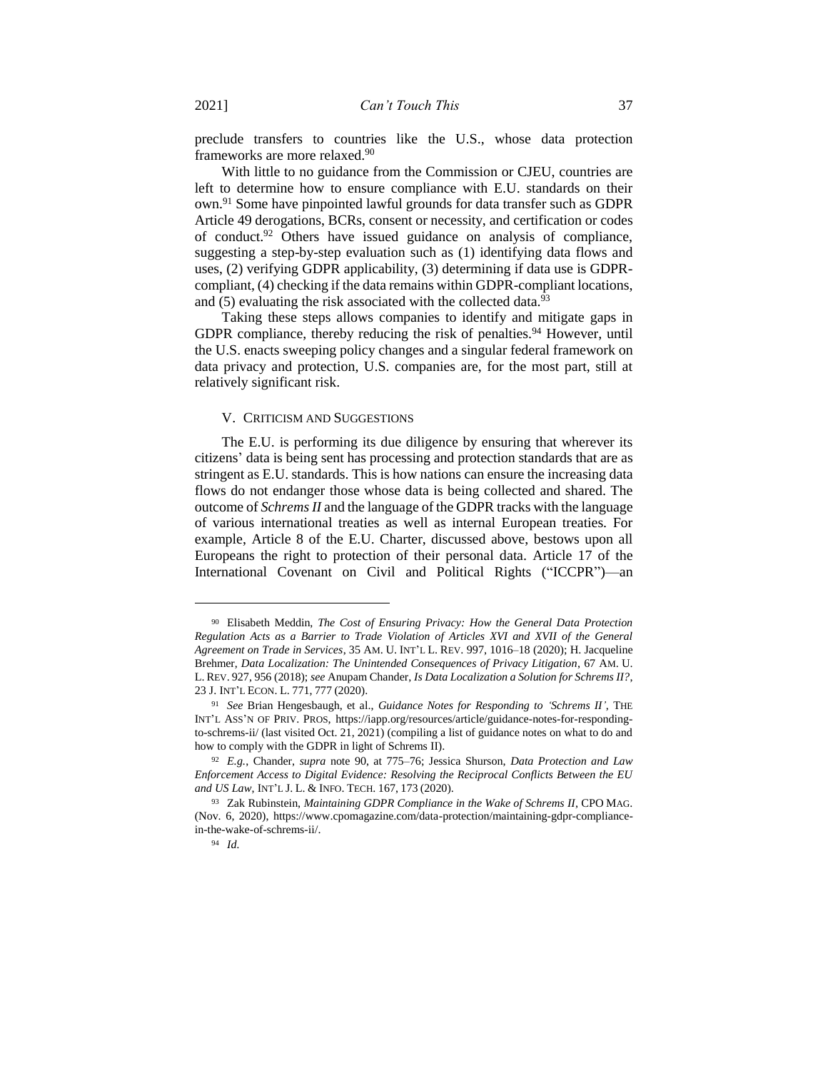preclude transfers to countries like the U.S., whose data protection frameworks are more relaxed.[90]

With little to no guidance from the Commission or CJEU, countries are left to determine how to ensure compliance with E.U. standards on their own.[91] Some have pinpointed lawful grounds for data transfer such as GDPR Article 49 derogations, BCRs, consent or necessity, and certification or codes of conduct.[92] Others have issued guidance on analysis of compliance, suggesting a step-by-step evaluation such as (1) identifying data flows and uses, (2) verifying GDPR applicability, (3) determining if data use is GDPR-compliant, (4) checking if the data remains within GDPR-compliant locations, and (5) evaluating the risk associated with the collected data.[93]

Taking these steps allows companies to identify and mitigate gaps in GDPR compliance, thereby reducing the risk of penalties.[94] However, until the U.S. enacts sweeping policy changes and a singular federal framework on data privacy and protection, U.S. companies are, for the most part, still at relatively significant risk.

## V. CRITICISM AND SUGGESTIONS

The E.U. is performing its due diligence by ensuring that wherever its citizens' data is being sent has processing and protection standards that are as stringent as E.U. standards. This is how nations can ensure the increasing data flows do not endanger those whose data is being collected and shared. The outcome of *Schrems II* and the language of the GDPR tracks with the language of various international treaties as well as internal European treaties. For example, Article 8 of the E.U. Charter, discussed above, bestows upon all Europeans the right to protection of their personal data. Article 17 of the International Covenant on Civil and Political Rights ("ICCPR")—an

---

[90] Elisabeth Meddin, *The Cost of Ensuring Privacy: How the General Data Protection Regulation Acts as a Barrier to Trade Violation of Articles XVI and XVII of the General Agreement on Trade in Services*, 35 AM. U. INT'L L. REV. 997, 1016–18 (2020); H. Jacqueline Brehmer, *Data Localization: The Unintended Consequences of Privacy Litigation*, 67 AM. U. L. REV. 927, 956 (2018); *see* Anupam Chander, *Is Data Localization a Solution for Schrems II?*, 23 J. INT'L ECON. L. 771, 777 (2020).

[91] *See* Brian Hengesbaugh, et al., *Guidance Notes for Responding to 'Schrems II'*, THE INT'L ASS'N OF PRIV. PROS, https://iapp.org/resources/article/guidance-notes-for-responding-to-schrems-ii/ (last visited Oct. 21, 2021) (compiling a list of guidance notes on what to do and how to comply with the GDPR in light of Schrems II).

[92] *E.g.*, Chander, *supra* note 90, at 775–76; Jessica Shurson, *Data Protection and Law Enforcement Access to Digital Evidence: Resolving the Reciprocal Conflicts Between the EU and US Law*, INT'L J. L. & INFO. TECH. 167, 173 (2020).

[93] Zak Rubinstein, *Maintaining GDPR Compliance in the Wake of Schrems II*, CPO MAG. (Nov. 6, 2020), https://www.cpomagazine.com/data-protection/maintaining-gdpr-compliance-in-the-wake-of-schrems-ii/.

[94] *Id.*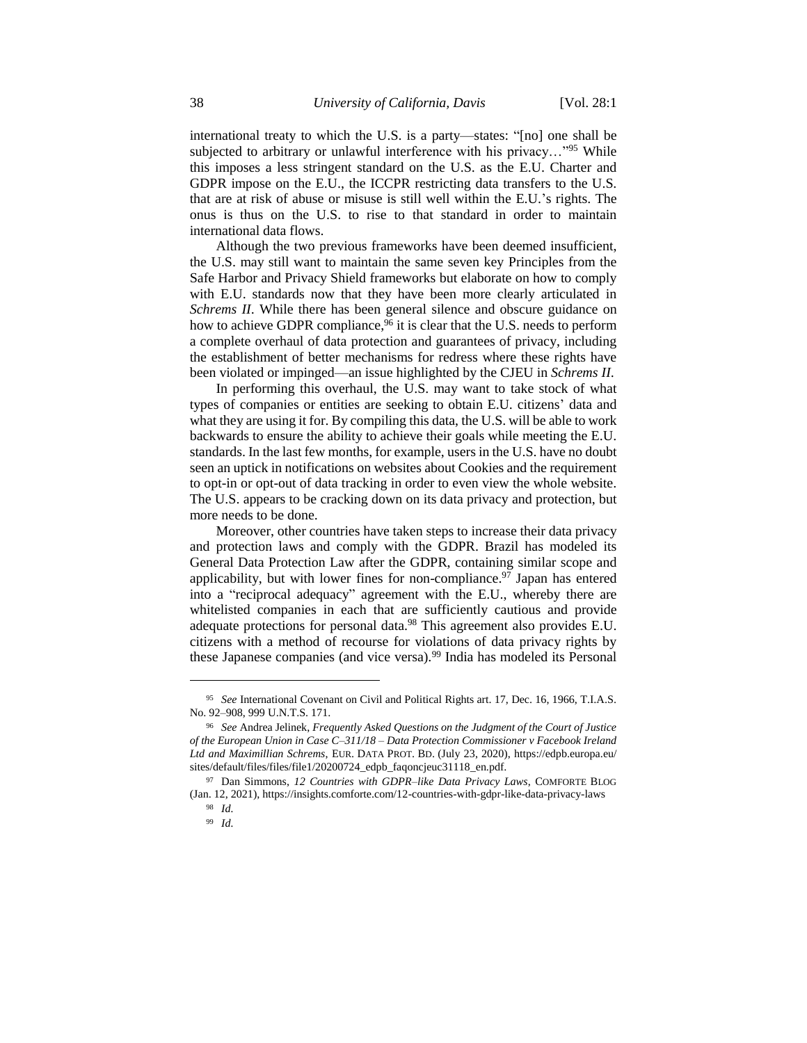international treaty to which the U.S. is a party—states: "[no] one shall be subjected to arbitrary or unlawful interference with his privacy…"[95] While this imposes a less stringent standard on the U.S. as the E.U. Charter and GDPR impose on the E.U., the ICCPR restricting data transfers to the U.S. that are at risk of abuse or misuse is still well within the E.U.'s rights. The onus is thus on the U.S. to rise to that standard in order to maintain international data flows.

Although the two previous frameworks have been deemed insufficient, the U.S. may still want to maintain the same seven key Principles from the Safe Harbor and Privacy Shield frameworks but elaborate on how to comply with E.U. standards now that they have been more clearly articulated in *Schrems II*. While there has been general silence and obscure guidance on how to achieve GDPR compliance,[96] it is clear that the U.S. needs to perform a complete overhaul of data protection and guarantees of privacy, including the establishment of better mechanisms for redress where these rights have been violated or impinged—an issue highlighted by the CJEU in *Schrems II*.

In performing this overhaul, the U.S. may want to take stock of what types of companies or entities are seeking to obtain E.U. citizens' data and what they are using it for. By compiling this data, the U.S. will be able to work backwards to ensure the ability to achieve their goals while meeting the E.U. standards. In the last few months, for example, users in the U.S. have no doubt seen an uptick in notifications on websites about Cookies and the requirement to opt-in or opt-out of data tracking in order to even view the whole website. The U.S. appears to be cracking down on its data privacy and protection, but more needs to be done.

Moreover, other countries have taken steps to increase their data privacy and protection laws and comply with the GDPR. Brazil has modeled its General Data Protection Law after the GDPR, containing similar scope and applicability, but with lower fines for non-compliance.[97] Japan has entered into a "reciprocal adequacy" agreement with the E.U., whereby there are whitelisted companies in each that are sufficiently cautious and provide adequate protections for personal data.[98] This agreement also provides E.U. citizens with a method of recourse for violations of data privacy rights by these Japanese companies (and vice versa).[99] India has modeled its Personal

---

[95] *See* International Covenant on Civil and Political Rights art. 17, Dec. 16, 1966, T.I.A.S. No. 92–908, 999 U.N.T.S. 171.

[96] *See* Andrea Jelinek, *Frequently Asked Questions on the Judgment of the Court of Justice of the European Union in Case C–311/18 – Data Protection Commissioner v Facebook Ireland Ltd and Maximillian Schrems*, EUR. DATA PROT. BD. (July 23, 2020), https://edpb.europa.eu/sites/default/files/files/file1/20200724_edpb_faqoncjeuc31118_en.pdf.

[97] Dan Simmons, *12 Countries with GDPR–like Data Privacy Laws*, COMFORTE BLOG (Jan. 12, 2021), https://insights.comforte.com/12-countries-with-gdpr-like-data-privacy-laws

[98] *Id.*

[99] *Id.*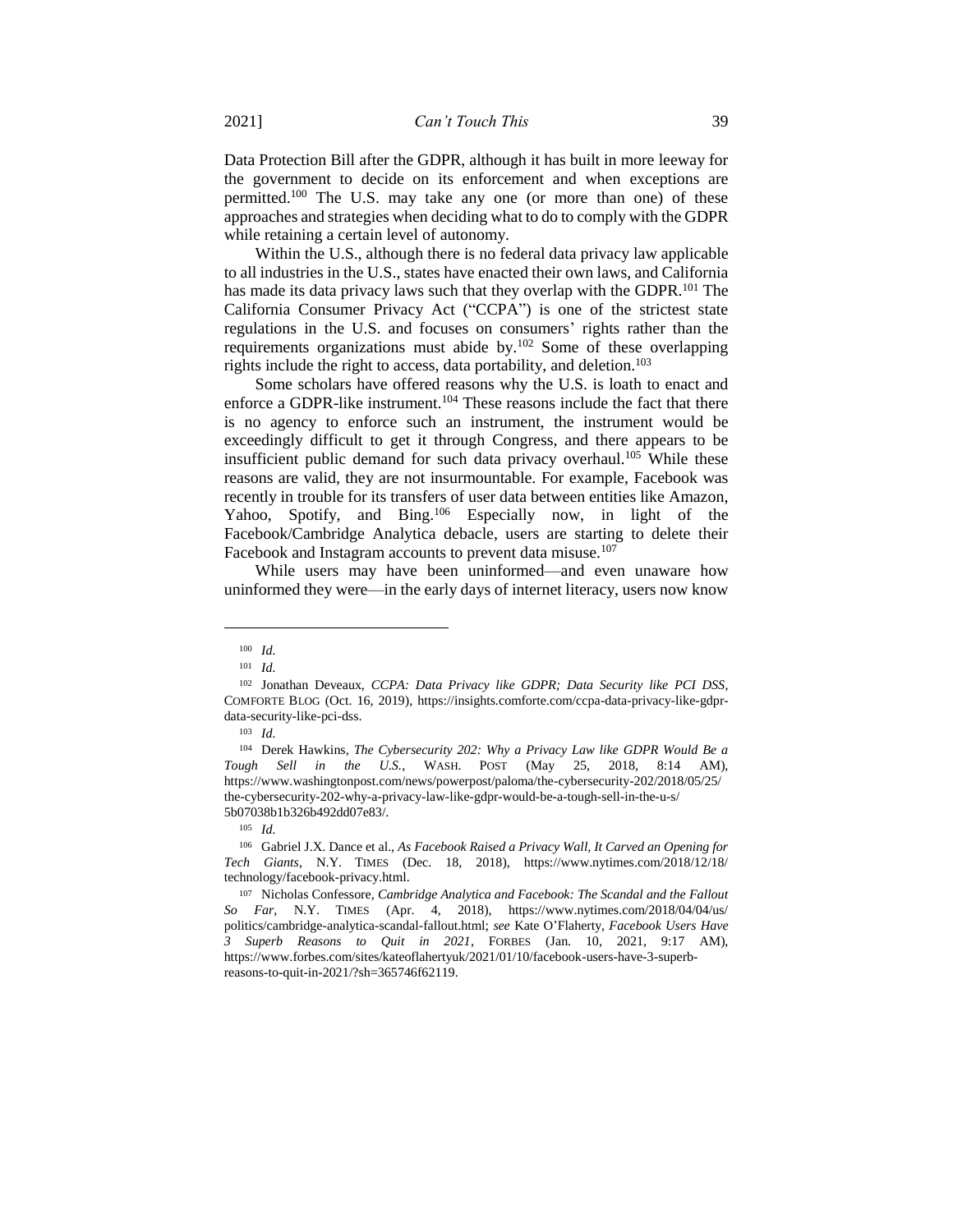Data Protection Bill after the GDPR, although it has built in more leeway for the government to decide on its enforcement and when exceptions are permitted.[100] The U.S. may take any one (or more than one) of these approaches and strategies when deciding what to do to comply with the GDPR while retaining a certain level of autonomy.

Within the U.S., although there is no federal data privacy law applicable to all industries in the U.S., states have enacted their own laws, and California has made its data privacy laws such that they overlap with the GDPR.[101] The California Consumer Privacy Act ("CCPA") is one of the strictest state regulations in the U.S. and focuses on consumers' rights rather than the requirements organizations must abide by.[102] Some of these overlapping rights include the right to access, data portability, and deletion.[103]

Some scholars have offered reasons why the U.S. is loath to enact and enforce a GDPR-like instrument.[104] These reasons include the fact that there is no agency to enforce such an instrument, the instrument would be exceedingly difficult to get it through Congress, and there appears to be insufficient public demand for such data privacy overhaul.[105] While these reasons are valid, they are not insurmountable. For example, Facebook was recently in trouble for its transfers of user data between entities like Amazon, Yahoo, Spotify, and Bing.[106] Especially now, in light of the Facebook/Cambridge Analytica debacle, users are starting to delete their Facebook and Instagram accounts to prevent data misuse.[107]

While users may have been uninformed—and even unaware how uninformed they were—in the early days of internet literacy, users now know

---

[100] *Id.*

[101] *Id.*

[102] Jonathan Deveaux, *CCPA: Data Privacy like GDPR; Data Security like PCI DSS*, COMFORTE BLOG (Oct. 16, 2019), https://insights.comforte.com/ccpa-data-privacy-like-gdpr-data-security-like-pci-dss.

[103] *Id.*

[104] Derek Hawkins, *The Cybersecurity 202: Why a Privacy Law like GDPR Would Be a Tough Sell in the U.S.*, WASH. POST (May 25, 2018, 8:14 AM), https://www.washingtonpost.com/news/powerpost/paloma/the-cybersecurity-202/2018/05/25/the-cybersecurity-202-why-a-privacy-law-like-gdpr-would-be-a-tough-sell-in-the-u-s/5b07038b1b326b492dd07e83/.

[105] *Id.*

[106] Gabriel J.X. Dance et al., *As Facebook Raised a Privacy Wall, It Carved an Opening for Tech Giants*, N.Y. TIMES (Dec. 18, 2018), https://www.nytimes.com/2018/12/18/technology/facebook-privacy.html.

[107] Nicholas Confessore, *Cambridge Analytica and Facebook: The Scandal and the Fallout So Far*, N.Y. TIMES (Apr. 4, 2018), https://www.nytimes.com/2018/04/04/us/politics/cambridge-analytica-scandal-fallout.html; *see* Kate O'Flaherty, *Facebook Users Have 3 Superb Reasons to Quit in 2021*, FORBES (Jan. 10, 2021, 9:17 AM), https://www.forbes.com/sites/kateoflahertyuk/2021/01/10/facebook-users-have-3-superb-reasons-to-quit-in-2021/?sh=365746f62119.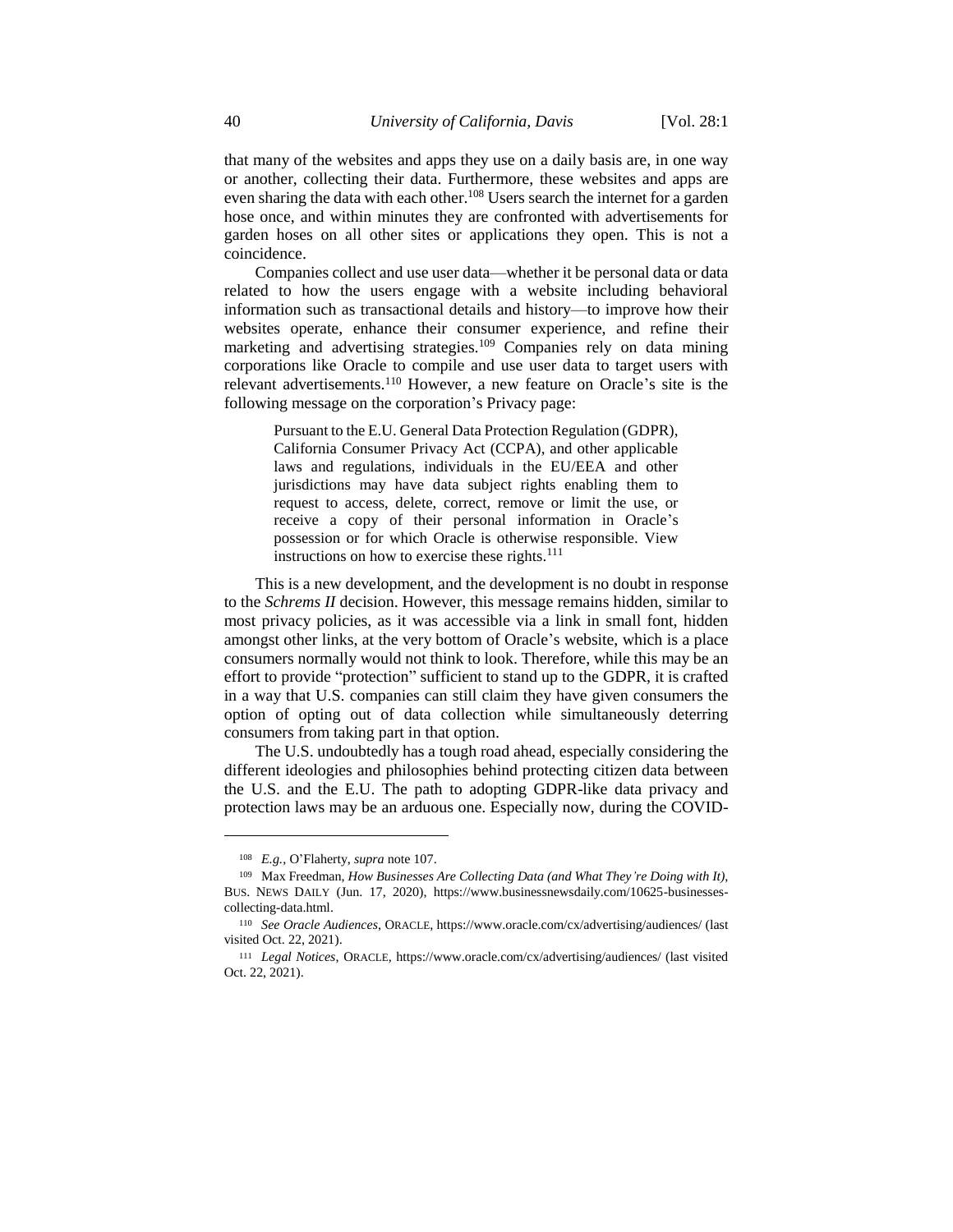that many of the websites and apps they use on a daily basis are, in one way or another, collecting their data. Furthermore, these websites and apps are even sharing the data with each other.[108] Users search the internet for a garden hose once, and within minutes they are confronted with advertisements for garden hoses on all other sites or applications they open. This is not a coincidence.

Companies collect and use user data—whether it be personal data or data related to how the users engage with a website including behavioral information such as transactional details and history—to improve how their websites operate, enhance their consumer experience, and refine their marketing and advertising strategies.[109] Companies rely on data mining corporations like Oracle to compile and use user data to target users with relevant advertisements.[110] However, a new feature on Oracle's site is the following message on the corporation's Privacy page:

> Pursuant to the E.U. General Data Protection Regulation (GDPR), California Consumer Privacy Act (CCPA), and other applicable laws and regulations, individuals in the EU/EEA and other jurisdictions may have data subject rights enabling them to request to access, delete, correct, remove or limit the use, or receive a copy of their personal information in Oracle's possession or for which Oracle is otherwise responsible. View instructions on how to exercise these rights.[111]

This is a new development, and the development is no doubt in response to the *Schrems II* decision. However, this message remains hidden, similar to most privacy policies, as it was accessible via a link in small font, hidden amongst other links, at the very bottom of Oracle's website, which is a place consumers normally would not think to look. Therefore, while this may be an effort to provide "protection" sufficient to stand up to the GDPR, it is crafted in a way that U.S. companies can still claim they have given consumers the option of opting out of data collection while simultaneously deterring consumers from taking part in that option.

The U.S. undoubtedly has a tough road ahead, especially considering the different ideologies and philosophies behind protecting citizen data between the U.S. and the E.U. The path to adopting GDPR-like data privacy and protection laws may be an arduous one. Especially now, during the COVID-

---

[108] *E.g.*, O'Flaherty, *supra* note 107.

[109] Max Freedman, *How Businesses Are Collecting Data (and What They're Doing with It)*, BUS. NEWS DAILY (Jun. 17, 2020), https://www.businessnewsdaily.com/10625-businesses-collecting-data.html.

[110] *See Oracle Audiences*, ORACLE, https://www.oracle.com/cx/advertising/audiences/ (last visited Oct. 22, 2021).

[111] *Legal Notices*, ORACLE, https://www.oracle.com/cx/advertising/audiences/ (last visited Oct. 22, 2021).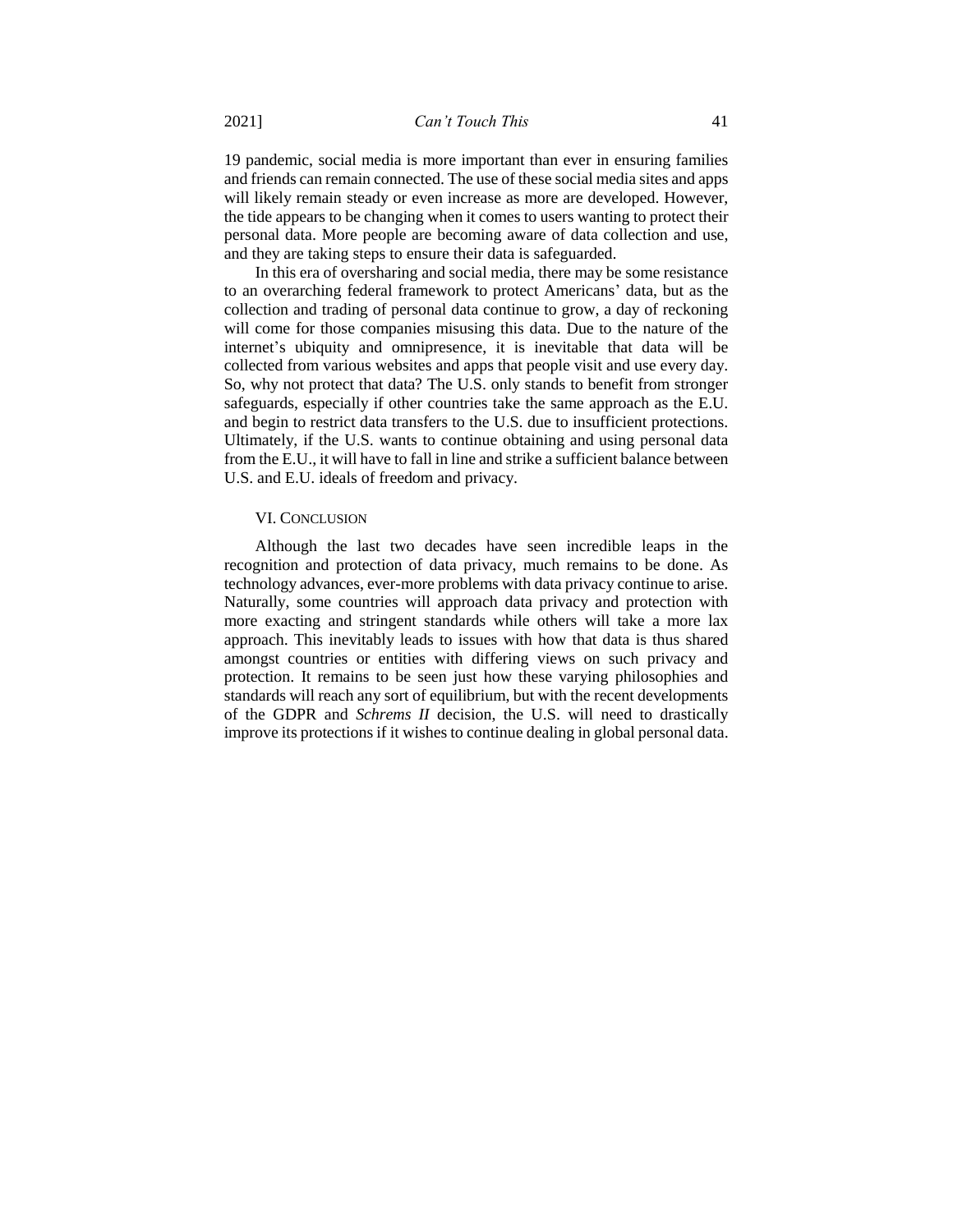19 pandemic, social media is more important than ever in ensuring families and friends can remain connected. The use of these social media sites and apps will likely remain steady or even increase as more are developed. However, the tide appears to be changing when it comes to users wanting to protect their personal data. More people are becoming aware of data collection and use, and they are taking steps to ensure their data is safeguarded.

In this era of oversharing and social media, there may be some resistance to an overarching federal framework to protect Americans' data, but as the collection and trading of personal data continue to grow, a day of reckoning will come for those companies misusing this data. Due to the nature of the internet's ubiquity and omnipresence, it is inevitable that data will be collected from various websites and apps that people visit and use every day. So, why not protect that data? The U.S. only stands to benefit from stronger safeguards, especially if other countries take the same approach as the E.U. and begin to restrict data transfers to the U.S. due to insufficient protections. Ultimately, if the U.S. wants to continue obtaining and using personal data from the E.U., it will have to fall in line and strike a sufficient balance between U.S. and E.U. ideals of freedom and privacy.

## VI. Conclusion

Although the last two decades have seen incredible leaps in the recognition and protection of data privacy, much remains to be done. As technology advances, ever-more problems with data privacy continue to arise. Naturally, some countries will approach data privacy and protection with more exacting and stringent standards while others will take a more lax approach. This inevitably leads to issues with how that data is thus shared amongst countries or entities with differing views on such privacy and protection. It remains to be seen just how these varying philosophies and standards will reach any sort of equilibrium, but with the recent developments of the GDPR and *Schrems II* decision, the U.S. will need to drastically improve its protections if it wishes to continue dealing in global personal data.